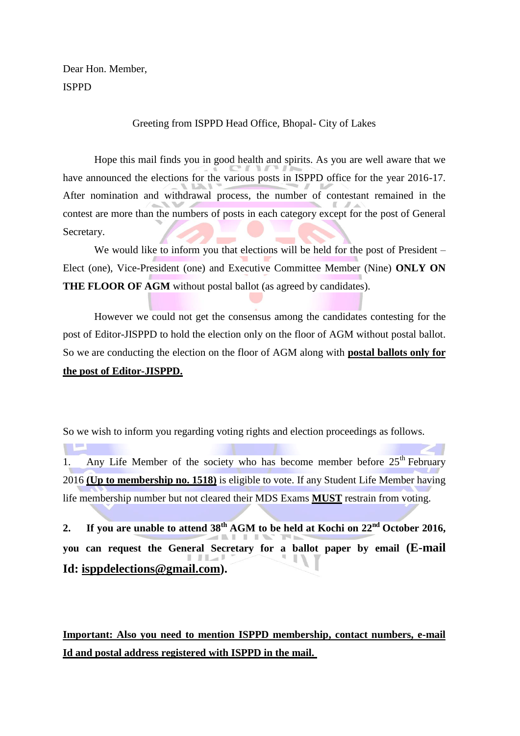Dear Hon. Member,

ISPPD

Greeting from ISPPD Head Office, Bhopal- City of Lakes

Hope this mail finds you in good health and spirits. As you are well aware that we have announced the elections for the various posts in ISPPD office for the year 2016-17. After nomination and withdrawal process, the number of contestant remained in the contest are more than the numbers of posts in each category except for the post of General Secretary.

We would like to inform you that elections will be held for the post of President – Elect (one), Vice-President (one) and Executive Committee Member (Nine) **ONLY ON THE FLOOR OF AGM** without postal ballot (as agreed by candidates).

However we could not get the consensus among the candidates contesting for the post of Editor-JISPPD to hold the election only on the floor of AGM without postal ballot. So we are conducting the election on the floor of AGM along with **postal ballots only for the post of Editor-JISPPD.**

So we wish to inform you regarding voting rights and election proceedings as follows.

1. Any Life Member of the society who has become member before 25th February 2016 **(Up to membership no. 1518)** is eligible to vote. If any Student Life Member having life membership number but not cleared their MDS Exams **MUST** restrain from voting.

2. **If you are unable to attend 38th AGM to be held at Kochi on 22nd October 2016, you can request the General Secretary for a ballot paper by email (E-mail Id: isppdelections@gmail.com).**

**Important: Also you need to mention ISPPD membership, contact numbers, e-mail Id and postal address registered with ISPPD in the mail.**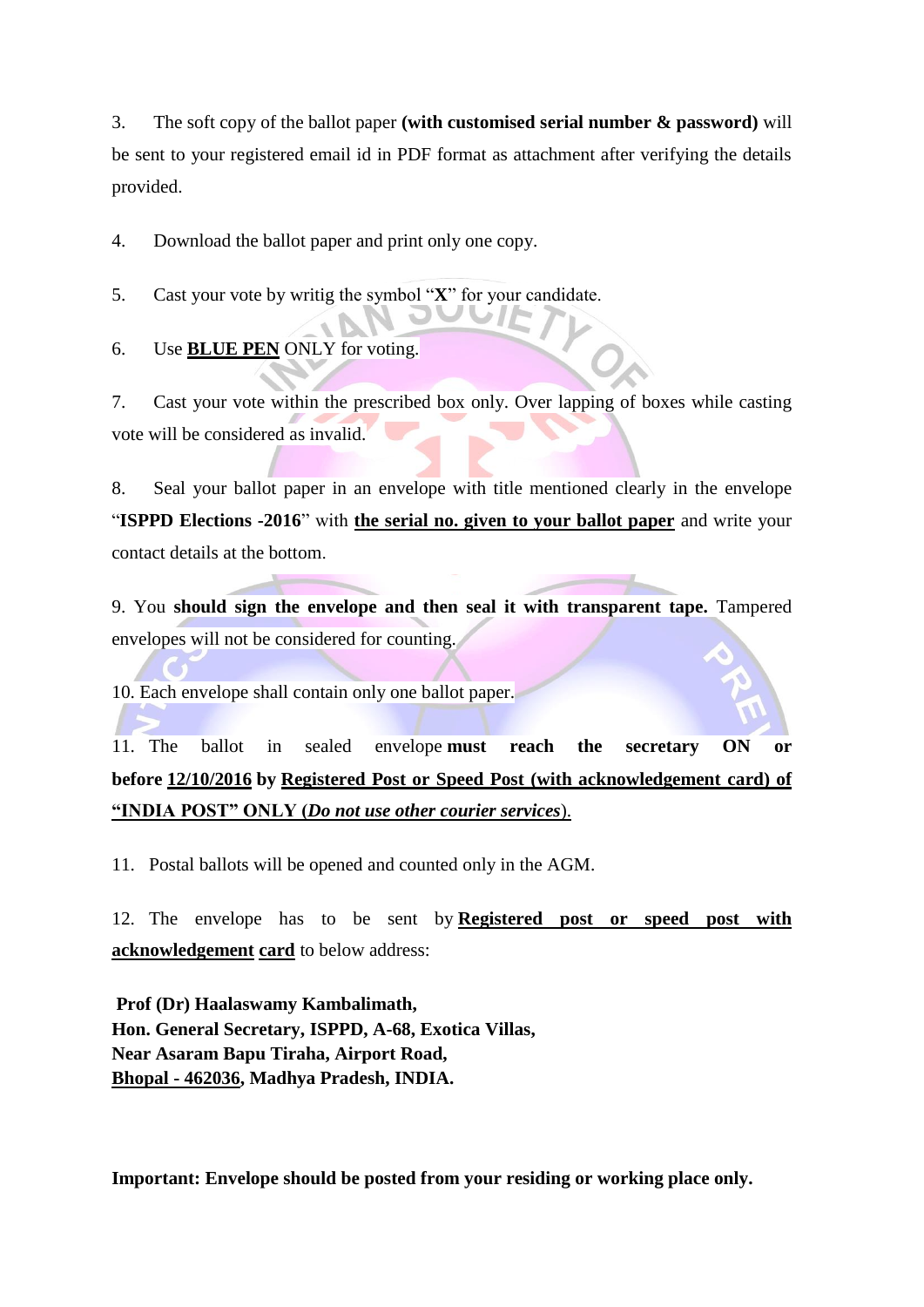3. The soft copy of the ballot paper **(with customised serial number & password)** will be sent to your registered email id in PDF format as attachment after verifying the details provided.

4. Download the ballot paper and print only one copy.

5. Cast your vote by writig the symbol "**X**" for your candidate.

6. Use **BLUE PEN** ONLY for voting.

7. Cast your vote within the prescribed box only. Over lapping of boxes while casting vote will be considered as invalid.

8. Seal your ballot paper in an envelope with title mentioned clearly in the envelope "**ISPPD Elections -2016**" with **the serial no. given to your ballot paper** and write your contact details at the bottom.

9. You **should sign the envelope and then seal it with transparent tape.** Tampered envelopes will not be considered for counting.

10. Each envelope shall contain only one ballot paper.

11. The ballot in sealed envelope **must reach the secretary ON or before 12/10/2016 by Registered Post or Speed Post (with acknowledgement card) of "INDIA POST" ONLY (*Do not use other courier services*).**

11. Postal ballots will be opened and counted only in the AGM.

12. The envelope has to be sent by **Registered post or speed post with acknowledgement card** to below address:

**Prof (Dr) Haalaswamy Kambalimath,**
**Hon. General Secretary, ISPPD, A-68, Exotica Villas,**
**Near Asaram Bapu Tiraha, Airport Road,**
**Bhopal - 462036, Madhya Pradesh, INDIA.**

**Important: Envelope should be posted from your residing or working place only.**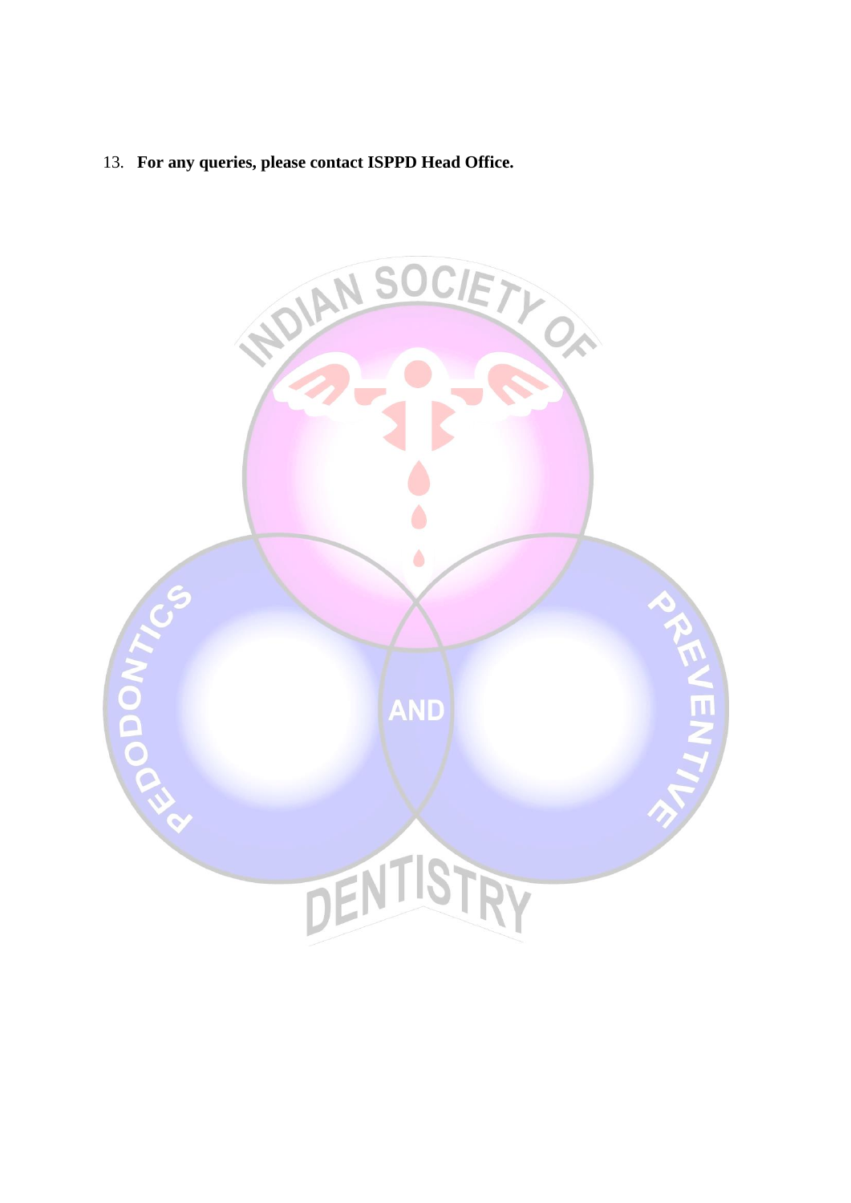13. **For any queries, please contact ISPPD Head Office.**